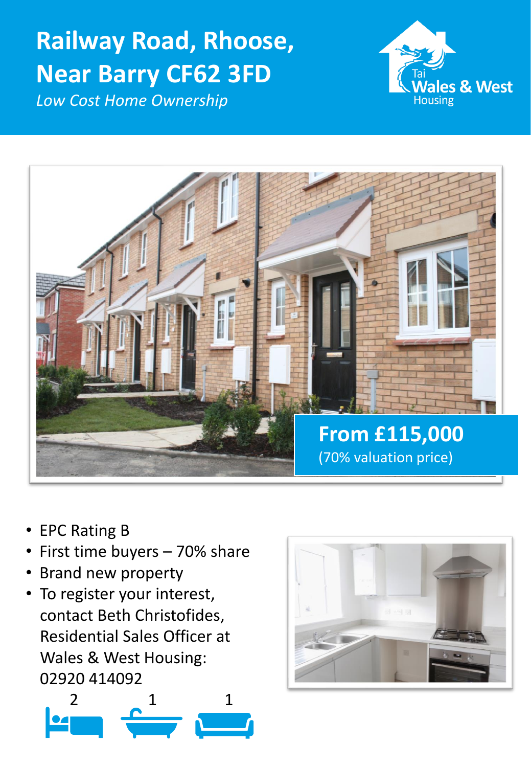# Railway Road, Rhoose, Near Barry CF62 3FD

*Low Cost Home Ownership*

Tai Wales & West Housing

**From £115,000**
(70% valuation price)

- EPC Rating B
- First time buyers – 70% share
- Brand new property
- To register your interest, contact Beth Christofides, Residential Sales Officer at Wales & West Housing: 02920 414092

2 1 1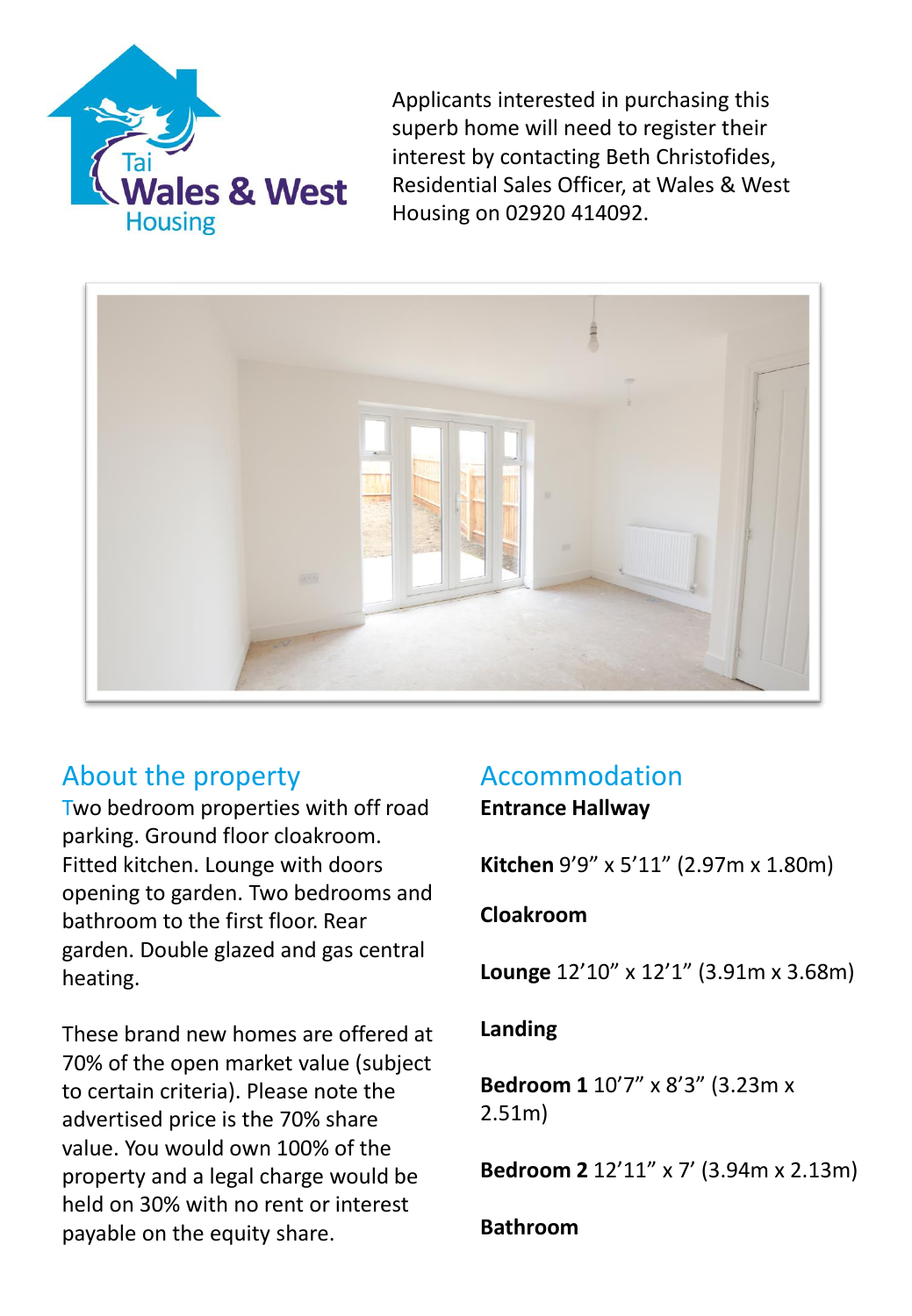Applicants interested in purchasing this superb home will need to register their interest by contacting Beth Christofides, Residential Sales Officer, at Wales & West Housing on 02920 414092.

## About the property

Two bedroom properties with off road parking. Ground floor cloakroom. Fitted kitchen. Lounge with doors opening to garden. Two bedrooms and bathroom to the first floor. Rear garden. Double glazed and gas central heating.

These brand new homes are offered at 70% of the open market value (subject to certain criteria). Please note the advertised price is the 70% share value. You would own 100% of the property and a legal charge would be held on 30% with no rent or interest payable on the equity share.

## Accommodation

**Entrance Hallway**

**Kitchen** 9'9" x 5'11" (2.97m x 1.80m)

**Cloakroom**

**Lounge** 12'10" x 12'1" (3.91m x 3.68m)

**Landing**

**Bedroom 1** 10'7" x 8'3" (3.23m x 2.51m)

**Bedroom 2** 12'11" x 7' (3.94m x 2.13m)

**Bathroom**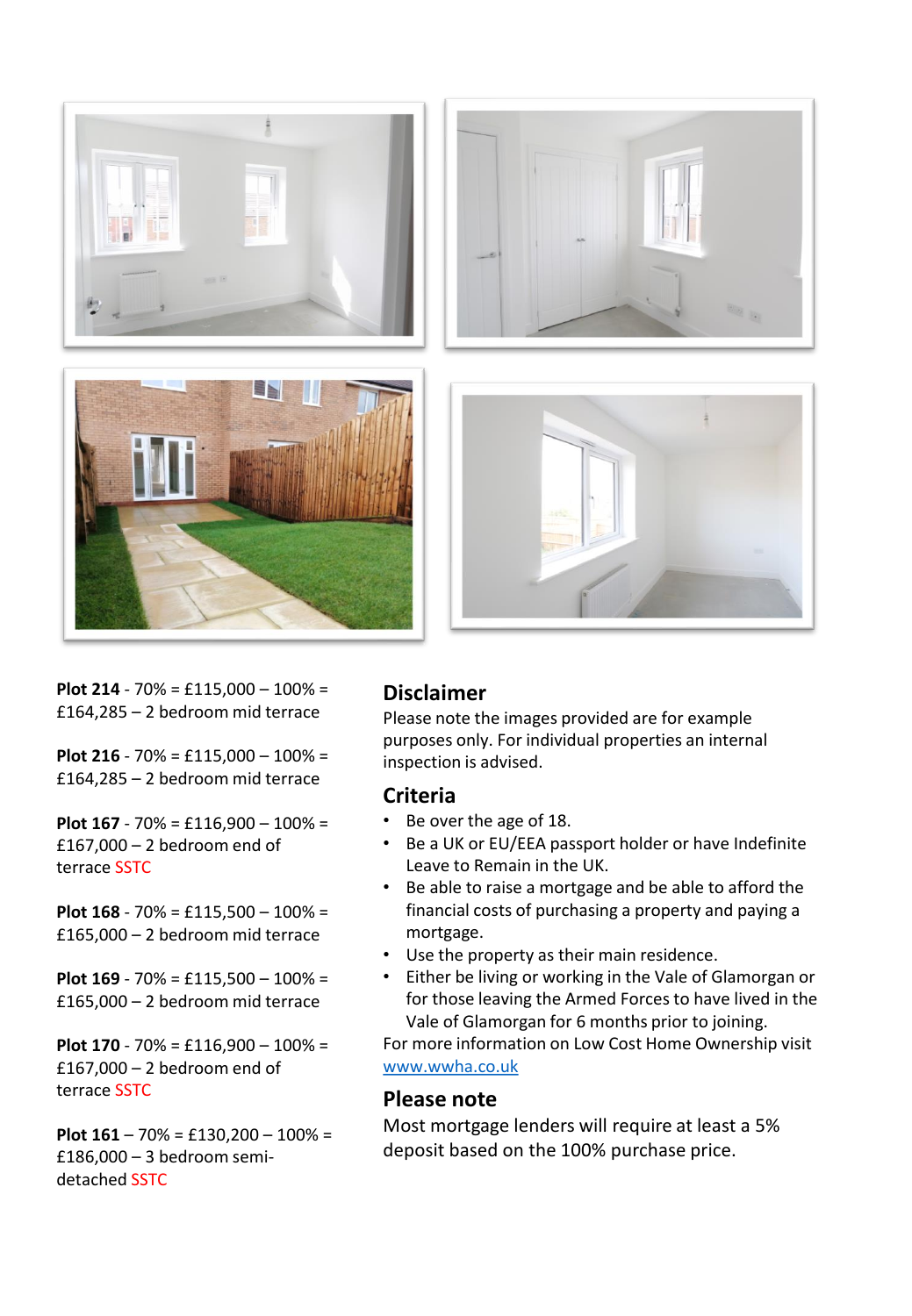**Plot 214** - 70% = £115,000 – 100% = £164,285 – 2 bedroom mid terrace

**Plot 216** - 70% = £115,000 – 100% = £164,285 – 2 bedroom mid terrace

**Plot 167** - 70% = £116,900 – 100% = £167,000 – 2 bedroom end of terrace SSTC

**Plot 168** - 70% = £115,500 – 100% = £165,000 – 2 bedroom mid terrace

**Plot 169** - 70% = £115,500 – 100% = £165,000 – 2 bedroom mid terrace

**Plot 170** - 70% = £116,900 – 100% = £167,000 – 2 bedroom end of terrace SSTC

**Plot 161** – 70% = £130,200 – 100% = £186,000 – 3 bedroom semi-detached SSTC

## Disclaimer

Please note the images provided are for example purposes only. For individual properties an internal inspection is advised.

## Criteria

- Be over the age of 18.
- Be a UK or EU/EEA passport holder or have Indefinite Leave to Remain in the UK.
- Be able to raise a mortgage and be able to afford the financial costs of purchasing a property and paying a mortgage.
- Use the property as their main residence.
- Either be living or working in the Vale of Glamorgan or for those leaving the Armed Forces to have lived in the Vale of Glamorgan for 6 months prior to joining.

For more information on Low Cost Home Ownership visit www.wwha.co.uk

## Please note

Most mortgage lenders will require at least a 5% deposit based on the 100% purchase price.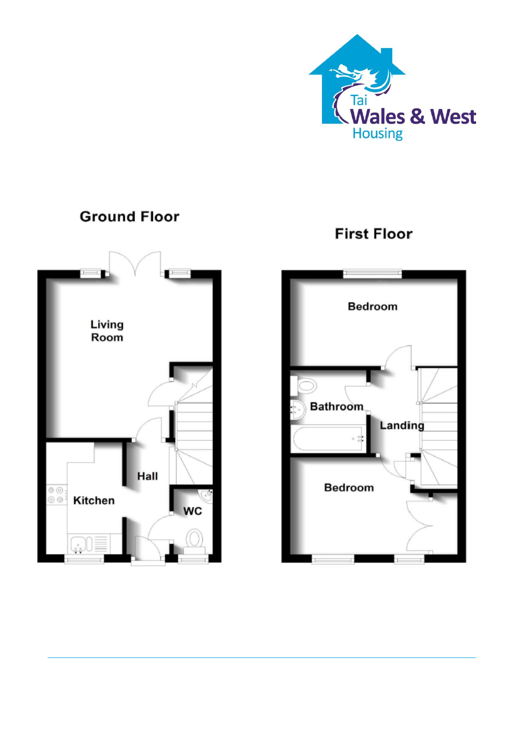## Ground Floor

Living Room

Kitchen

Hall

WC

## First Floor

Bedroom

Bathroom

Landing

Bedroom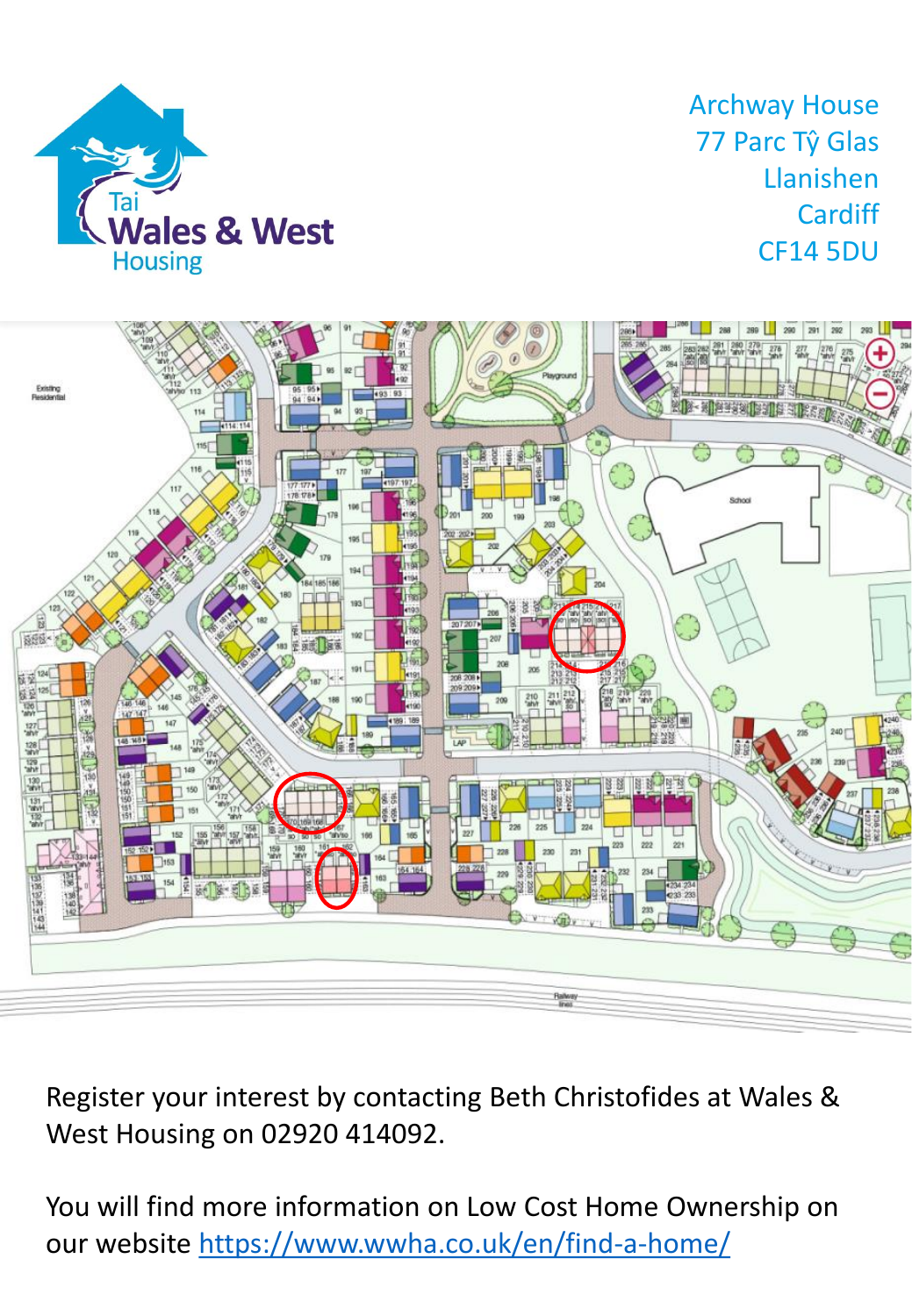Tai Wales & West Housing

Archway House
77 Parc Tŷ Glas
Llanishen
Cardiff
CF14 5DU

Register your interest by contacting Beth Christofides at Wales & West Housing on 02920 414092.

You will find more information on Low Cost Home Ownership on our website [https://www.wwha.co.uk/en/find-a-home/](https://www.wwha.co.uk/en/find-a-home/)